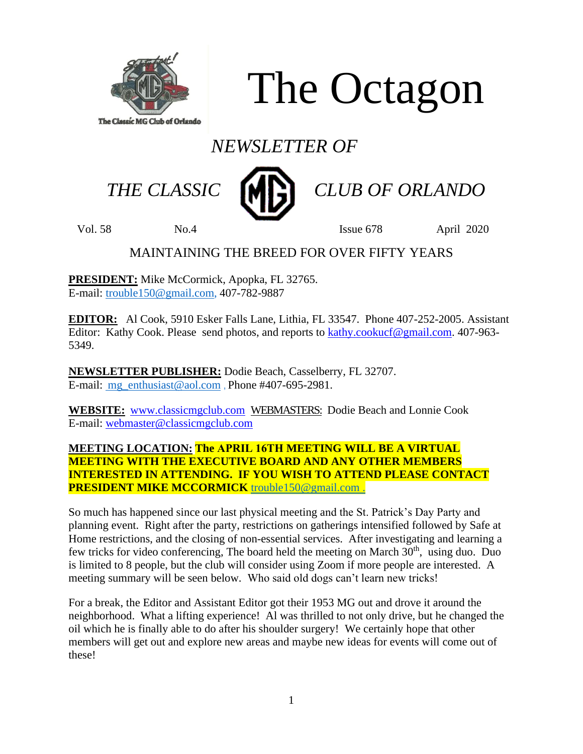# The Octagon

The Classic MG Club of Orlando

## *NEWSLETTER OF*

## *THE CLASSIC MG CLUB OF ORLANDO*

Vol. 58 No.4 Issue 678 April 2020

MAINTAINING THE BREED FOR OVER FIFTY YEARS

**PRESIDENT:** Mike McCormick, Apopka, FL 32765.
E-mail: trouble150@gmail.com, 407-782-9887

**EDITOR:** Al Cook, 5910 Esker Falls Lane, Lithia, FL 33547. Phone 407-252-2005. Assistant Editor: Kathy Cook. Please send photos, and reports to kathy.cookucf@gmail.com. 407-963-5349.

**NEWSLETTER PUBLISHER:** Dodie Beach, Casselberry, FL 32707.
E-mail: mg_enthusiast@aol.com , Phone #407-695-2981.

**WEBSITE:** www.classicmgclub.com WEBMASTERS: Dodie Beach and Lonnie Cook
E-mail: webmaster@classicmgclub.com

**MEETING LOCATION: The APRIL 16TH MEETING WILL BE A VIRTUAL MEETING WITH THE EXECUTIVE BOARD AND ANY OTHER MEMBERS INTERESTED IN ATTENDING. IF YOU WISH TO ATTEND PLEASE CONTACT PRESIDENT MIKE MCCORMICK** trouble150@gmail.com .

So much has happened since our last physical meeting and the St. Patrick's Day Party and planning event. Right after the party, restrictions on gatherings intensified followed by Safe at Home restrictions, and the closing of non-essential services. After investigating and learning a few tricks for video conferencing, The board held the meeting on March 30th, using duo. Duo is limited to 8 people, but the club will consider using Zoom if more people are interested. A meeting summary will be seen below. Who said old dogs can't learn new tricks!

For a break, the Editor and Assistant Editor got their 1953 MG out and drove it around the neighborhood. What a lifting experience! Al was thrilled to not only drive, but he changed the oil which he is finally able to do after his shoulder surgery! We certainly hope that other members will get out and explore new areas and maybe new ideas for events will come out of these!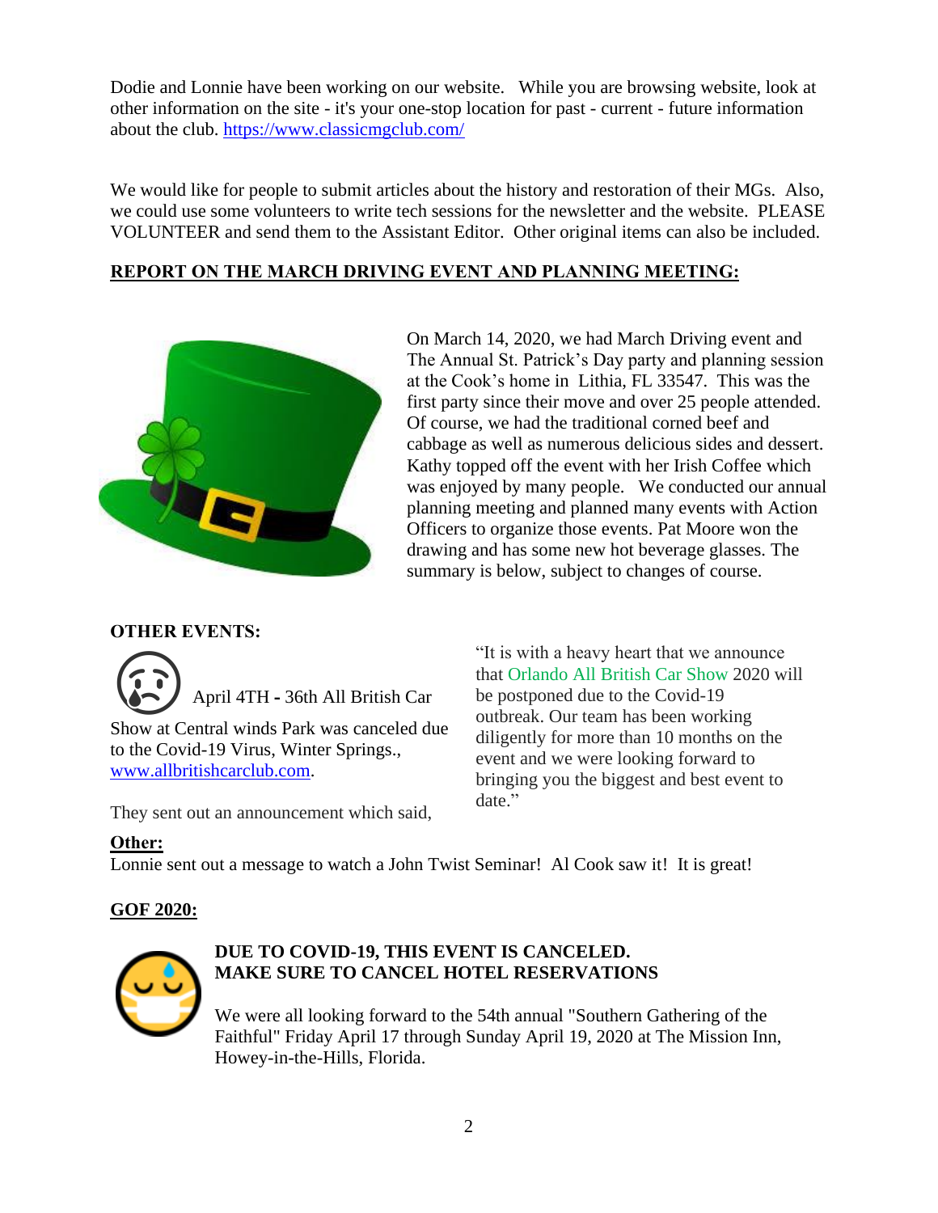Dodie and Lonnie have been working on our website. While you are browsing website, look at other information on the site - it's your one-stop location for past - current - future information about the club. https://www.classicmgclub.com/

We would like for people to submit articles about the history and restoration of their MGs. Also, we could use some volunteers to write tech sessions for the newsletter and the website. PLEASE VOLUNTEER and send them to the Assistant Editor. Other original items can also be included.

## REPORT ON THE MARCH DRIVING EVENT AND PLANNING MEETING:

On March 14, 2020, we had March Driving event and The Annual St. Patrick's Day party and planning session at the Cook's home in Lithia, FL 33547. This was the first party since their move and over 25 people attended. Of course, we had the traditional corned beef and cabbage as well as numerous delicious sides and dessert. Kathy topped off the event with her Irish Coffee which was enjoyed by many people. We conducted our annual planning meeting and planned many events with Action Officers to organize those events. Pat Moore won the drawing and has some new hot beverage glasses. The summary is below, subject to changes of course.

## OTHER EVENTS:

April 4TH **-** 36th All British Car Show at Central winds Park was canceled due to the Covid-19 Virus, Winter Springs., www.allbritishcarclub.com.

They sent out an announcement which said,

"It is with a heavy heart that we announce that Orlando All British Car Show 2020 will be postponed due to the Covid-19 outbreak. Our team has been working diligently for more than 10 months on the event and we were looking forward to bringing you the biggest and best event to date."

**Other:**

Lonnie sent out a message to watch a John Twist Seminar! Al Cook saw it! It is great!

## GOF 2020:

**DUE TO COVID-19, THIS EVENT IS CANCELED.**
**MAKE SURE TO CANCEL HOTEL RESERVATIONS**

We were all looking forward to the 54th annual "Southern Gathering of the Faithful" Friday April 17 through Sunday April 19, 2020 at The Mission Inn, Howey-in-the-Hills, Florida.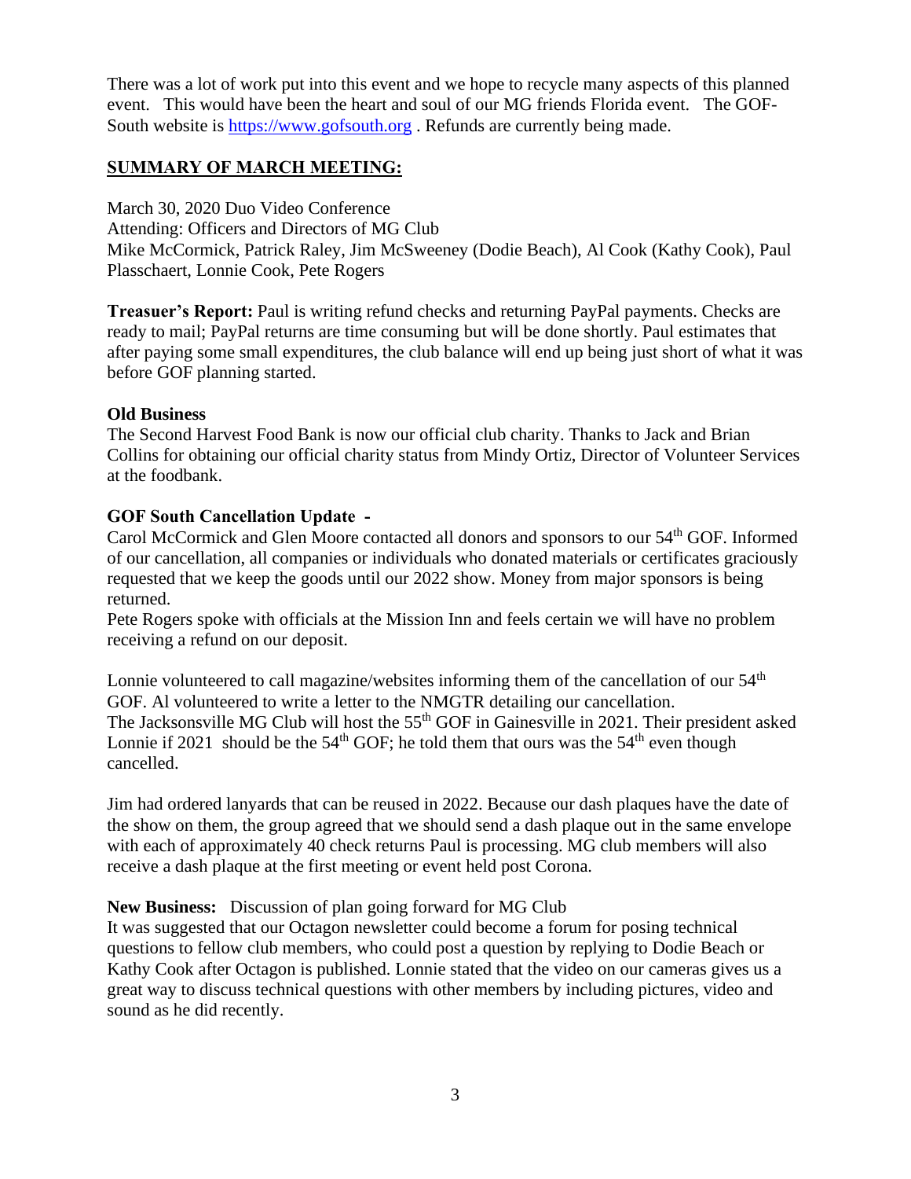There was a lot of work put into this event and we hope to recycle many aspects of this planned event. This would have been the heart and soul of our MG friends Florida event. The GOF-South website is https://www.gofsouth.org . Refunds are currently being made.

## SUMMARY OF MARCH MEETING:

March 30, 2020 Duo Video Conference
Attending: Officers and Directors of MG Club
Mike McCormick, Patrick Raley, Jim McSweeney (Dodie Beach), Al Cook (Kathy Cook), Paul Plasschaert, Lonnie Cook, Pete Rogers

**Treasuer's Report:** Paul is writing refund checks and returning PayPal payments. Checks are ready to mail; PayPal returns are time consuming but will be done shortly. Paul estimates that after paying some small expenditures, the club balance will end up being just short of what it was before GOF planning started.

**Old Business**
The Second Harvest Food Bank is now our official club charity. Thanks to Jack and Brian Collins for obtaining our official charity status from Mindy Ortiz, Director of Volunteer Services at the foodbank.

**GOF South Cancellation Update -**
Carol McCormick and Glen Moore contacted all donors and sponsors to our 54th GOF. Informed of our cancellation, all companies or individuals who donated materials or certificates graciously requested that we keep the goods until our 2022 show. Money from major sponsors is being returned.
Pete Rogers spoke with officials at the Mission Inn and feels certain we will have no problem receiving a refund on our deposit.

Lonnie volunteered to call magazine/websites informing them of the cancellation of our 54th GOF. Al volunteered to write a letter to the NMGTR detailing our cancellation.
The Jacksonsville MG Club will host the 55th GOF in Gainesville in 2021. Their president asked Lonnie if 2021 should be the 54th GOF; he told them that ours was the 54th even though cancelled.

Jim had ordered lanyards that can be reused in 2022. Because our dash plaques have the date of the show on them, the group agreed that we should send a dash plaque out in the same envelope with each of approximately 40 check returns Paul is processing. MG club members will also receive a dash plaque at the first meeting or event held post Corona.

**New Business:** Discussion of plan going forward for MG Club
It was suggested that our Octagon newsletter could become a forum for posing technical questions to fellow club members, who could post a question by replying to Dodie Beach or Kathy Cook after Octagon is published. Lonnie stated that the video on our cameras gives us a great way to discuss technical questions with other members by including pictures, video and sound as he did recently.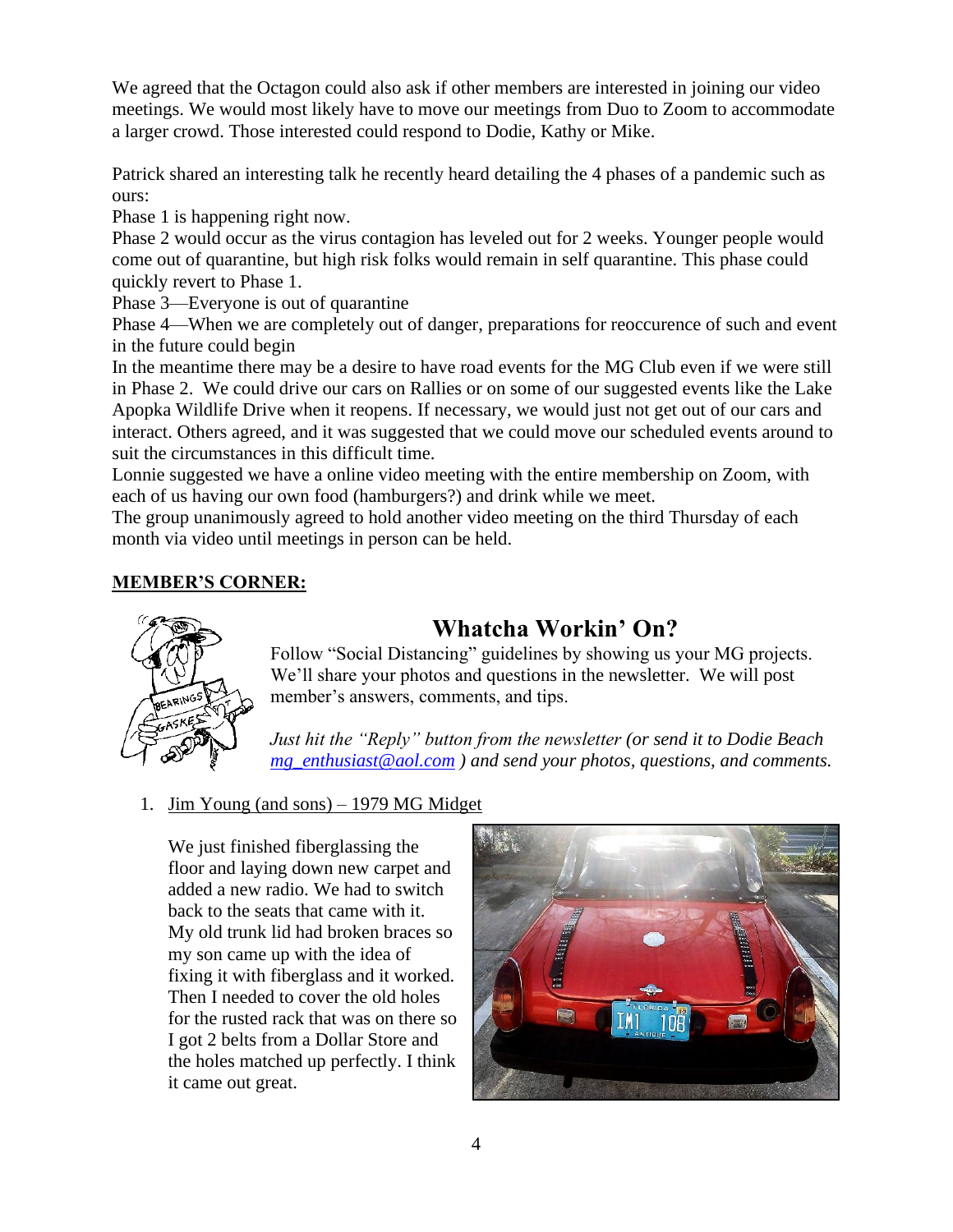We agreed that the Octagon could also ask if other members are interested in joining our video meetings. We would most likely have to move our meetings from Duo to Zoom to accommodate a larger crowd. Those interested could respond to Dodie, Kathy or Mike.

Patrick shared an interesting talk he recently heard detailing the 4 phases of a pandemic such as ours:
Phase 1 is happening right now.
Phase 2 would occur as the virus contagion has leveled out for 2 weeks. Younger people would come out of quarantine, but high risk folks would remain in self quarantine. This phase could quickly revert to Phase 1.
Phase 3—Everyone is out of quarantine
Phase 4—When we are completely out of danger, preparations for reoccurence of such and event in the future could begin
In the meantime there may be a desire to have road events for the MG Club even if we were still in Phase 2. We could drive our cars on Rallies or on some of our suggested events like the Lake Apopka Wildlife Drive when it reopens. If necessary, we would just not get out of our cars and interact. Others agreed, and it was suggested that we could move our scheduled events around to suit the circumstances in this difficult time.
Lonnie suggested we have a online video meeting with the entire membership on Zoom, with each of us having our own food (hamburgers?) and drink while we meet.
The group unanimously agreed to hold another video meeting on the third Thursday of each month via video until meetings in person can be held.

**MEMBER'S CORNER:**

## Whatcha Workin' On?

Follow "Social Distancing" guidelines by showing us your MG projects. We'll share your photos and questions in the newsletter. We will post member's answers, comments, and tips.

*Just hit the "Reply" button from the newsletter (or send it to Dodie Beach mg_enthusiast@aol.com ) and send your photos, questions, and comments.*

1. Jim Young (and sons) – 1979 MG Midget

   We just finished fiberglassing the floor and laying down new carpet and added a new radio. We had to switch back to the seats that came with it. My old trunk lid had broken braces so my son came up with the idea of fixing it with fiberglass and it worked. Then I needed to cover the old holes for the rusted rack that was on there so I got 2 belts from a Dollar Store and the holes matched up perfectly. I think it came out great.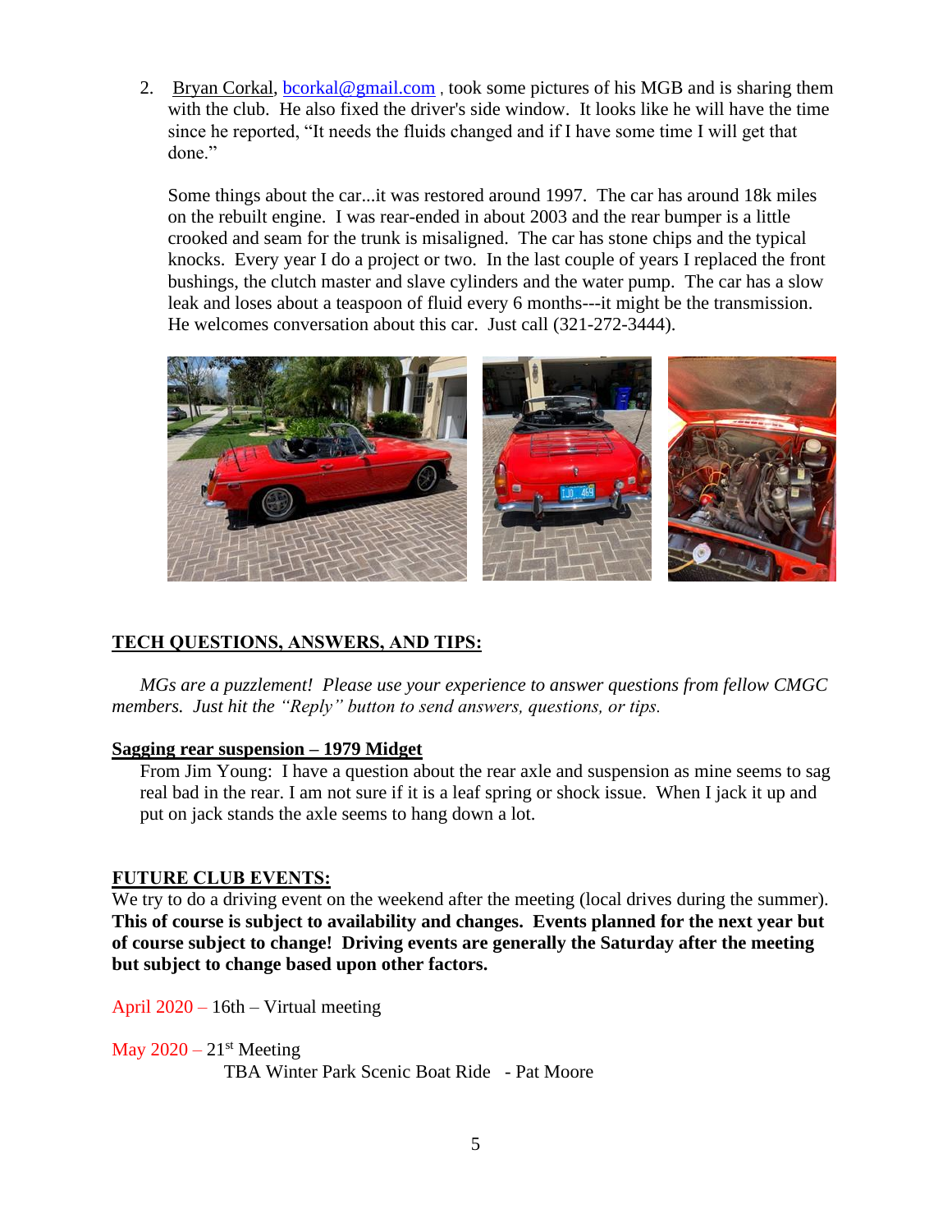2. Bryan Corkal, bcorkal@gmail.com , took some pictures of his MGB and is sharing them with the club. He also fixed the driver's side window. It looks like he will have the time since he reported, "It needs the fluids changed and if I have some time I will get that done."

   Some things about the car...it was restored around 1997. The car has around 18k miles on the rebuilt engine. I was rear-ended in about 2003 and the rear bumper is a little crooked and seam for the trunk is misaligned. The car has stone chips and the typical knocks. Every year I do a project or two. In the last couple of years I replaced the front bushings, the clutch master and slave cylinders and the water pump. The car has a slow leak and loses about a teaspoon of fluid every 6 months---it might be the transmission. He welcomes conversation about this car. Just call (321-272-3444).

## TECH QUESTIONS, ANSWERS, AND TIPS:

*MGs are a puzzlement! Please use your experience to answer questions from fellow CMGC members. Just hit the "Reply" button to send answers, questions, or tips.*

### Sagging rear suspension – 1979 Midget

From Jim Young: I have a question about the rear axle and suspension as mine seems to sag real bad in the rear. I am not sure if it is a leaf spring or shock issue. When I jack it up and put on jack stands the axle seems to hang down a lot.

## FUTURE CLUB EVENTS:

We try to do a driving event on the weekend after the meeting (local drives during the summer). **This of course is subject to availability and changes. Events planned for the next year but of course subject to change! Driving events are generally the Saturday after the meeting but subject to change based upon other factors.**

April 2020 – 16th – Virtual meeting

May 2020 – 21st Meeting
TBA Winter Park Scenic Boat Ride - Pat Moore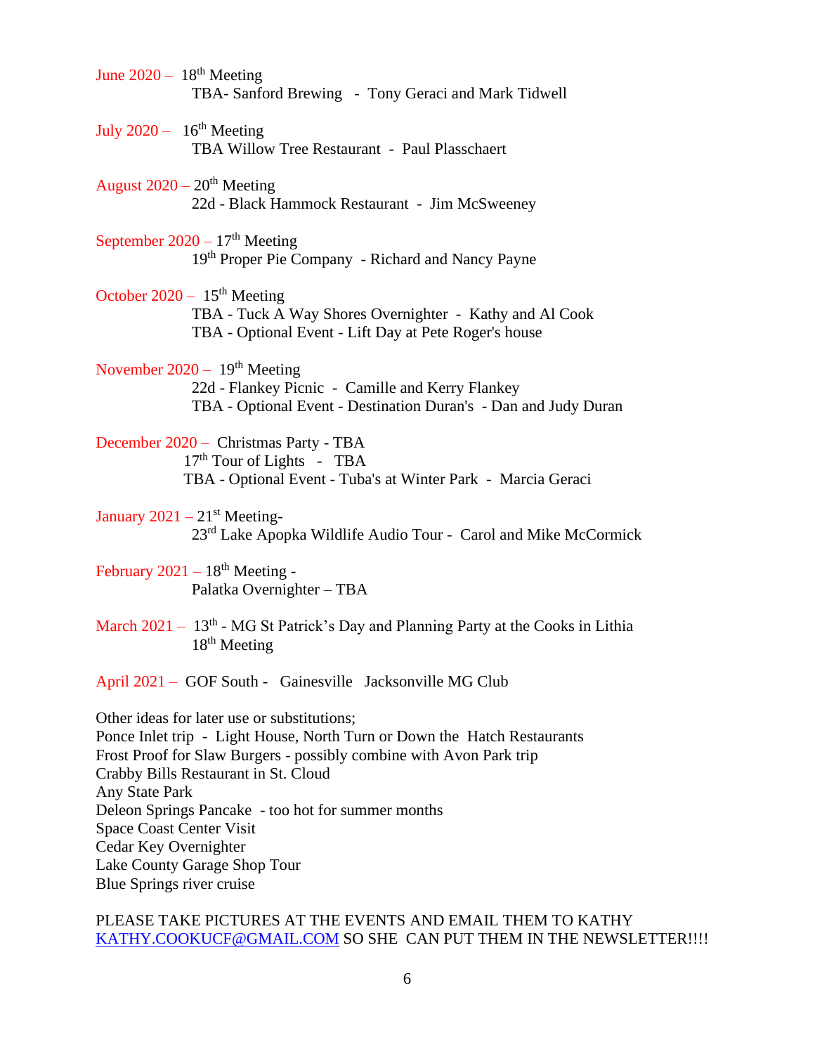June 2020 – 18th Meeting
TBA- Sanford Brewing - Tony Geraci and Mark Tidwell

July 2020 – 16th Meeting
TBA Willow Tree Restaurant - Paul Plasschaert

August 2020 – 20th Meeting
22d - Black Hammock Restaurant - Jim McSweeney

September 2020 – 17th Meeting
19th Proper Pie Company - Richard and Nancy Payne

October 2020 – 15th Meeting
TBA - Tuck A Way Shores Overnighter - Kathy and Al Cook
TBA - Optional Event - Lift Day at Pete Roger's house

November 2020 – 19th Meeting
22d - Flankey Picnic - Camille and Kerry Flankey
TBA - Optional Event - Destination Duran's - Dan and Judy Duran

December 2020 – Christmas Party - TBA
17th Tour of Lights - TBA
TBA - Optional Event - Tuba's at Winter Park - Marcia Geraci

January 2021 – 21st Meeting-
23rd Lake Apopka Wildlife Audio Tour - Carol and Mike McCormick

February 2021 – 18th Meeting -
Palatka Overnighter – TBA

March 2021 – 13th - MG St Patrick's Day and Planning Party at the Cooks in Lithia
18th Meeting

April 2021 – GOF South - Gainesville Jacksonville MG Club

Other ideas for later use or substitutions;
Ponce Inlet trip - Light House, North Turn or Down the Hatch Restaurants
Frost Proof for Slaw Burgers - possibly combine with Avon Park trip
Crabby Bills Restaurant in St. Cloud
Any State Park
Deleon Springs Pancake - too hot for summer months
Space Coast Center Visit
Cedar Key Overnighter
Lake County Garage Shop Tour
Blue Springs river cruise

PLEASE TAKE PICTURES AT THE EVENTS AND EMAIL THEM TO KATHY KATHY.COOKUCF@GMAIL.COM SO SHE CAN PUT THEM IN THE NEWSLETTER!!!!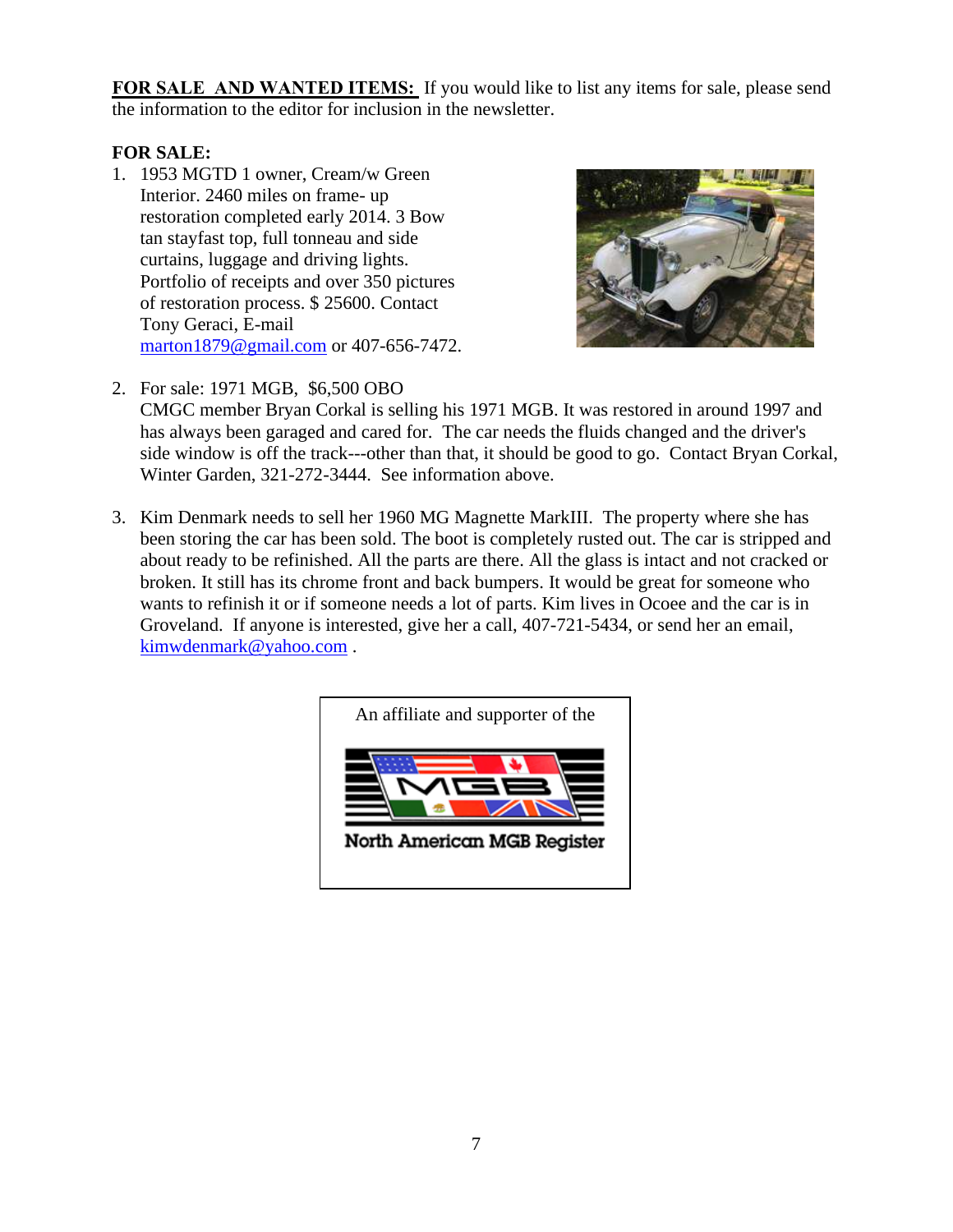**FOR SALE AND WANTED ITEMS:** If you would like to list any items for sale, please send the information to the editor for inclusion in the newsletter.

**FOR SALE:**

1. 1953 MGTD 1 owner, Cream/w Green Interior. 2460 miles on frame- up restoration completed early 2014. 3 Bow tan stayfast top, full tonneau and side curtains, luggage and driving lights. Portfolio of receipts and over 350 pictures of restoration process. $ 25600. Contact Tony Geraci, E-mail marton1879@gmail.com or 407-656-7472.

2. For sale: 1971 MGB, $6,500 OBO
   CMGC member Bryan Corkal is selling his 1971 MGB. It was restored in around 1997 and has always been garaged and cared for. The car needs the fluids changed and the driver's side window is off the track---other than that, it should be good to go. Contact Bryan Corkal, Winter Garden, 321-272-3444. See information above.

3. Kim Denmark needs to sell her 1960 MG Magnette MarkIII. The property where she has been storing the car has been sold. The boot is completely rusted out. The car is stripped and about ready to be refinished. All the parts are there. All the glass is intact and not cracked or broken. It still has its chrome front and back bumpers. It would be great for someone who wants to refinish it or if someone needs a lot of parts. Kim lives in Ocoee and the car is in Groveland. If anyone is interested, give her a call, 407-721-5434, or send her an email, kimwdenmark@yahoo.com .

An affiliate and supporter of the

North American MGB Register